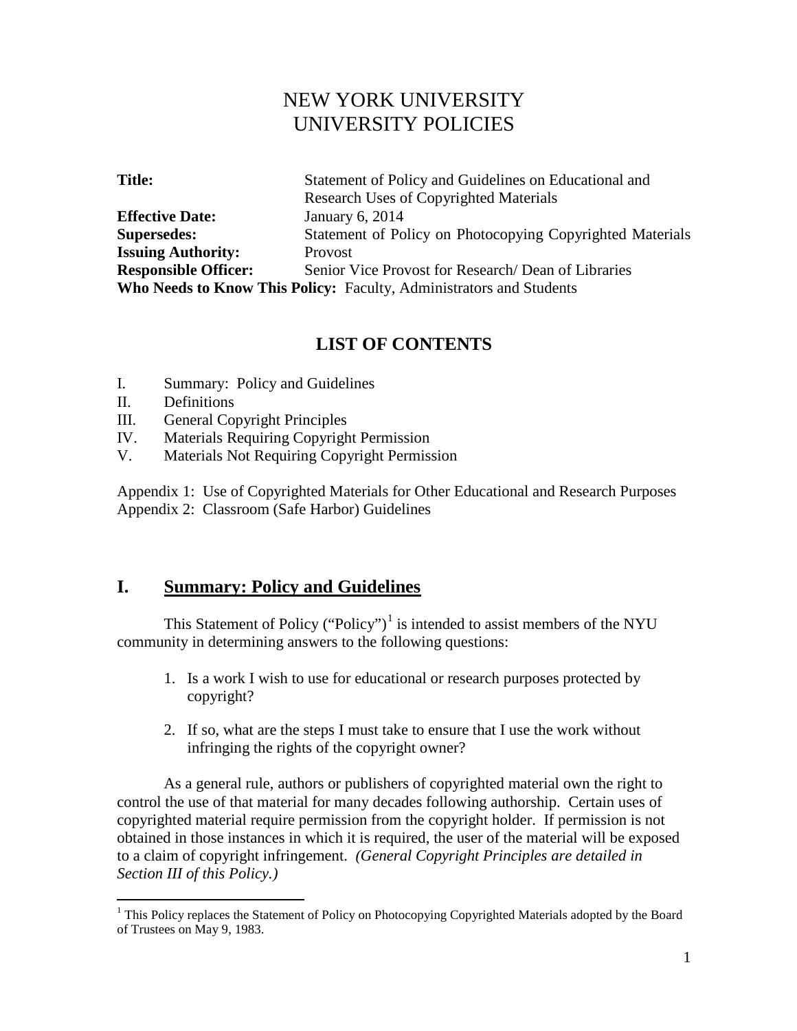# NEW YORK UNIVERSITY
# UNIVERSITY POLICIES

| | |
|---|---|
| **Title:** | Statement of Policy and Guidelines on Educational and Research Uses of Copyrighted Materials |
| **Effective Date:** | January 6, 2014 |
| **Supersedes:** | Statement of Policy on Photocopying Copyrighted Materials |
| **Issuing Authority:** | Provost |
| **Responsible Officer:** | Senior Vice Provost for Research/ Dean of Libraries |

**Who Needs to Know This Policy:** Faculty, Administrators and Students

## LIST OF CONTENTS

I. Summary: Policy and Guidelines
II. Definitions
III. General Copyright Principles
IV. Materials Requiring Copyright Permission
V. Materials Not Requiring Copyright Permission

Appendix 1: Use of Copyrighted Materials for Other Educational and Research Purposes
Appendix 2: Classroom (Safe Harbor) Guidelines

## I. Summary: Policy and Guidelines

This Statement of Policy ("Policy")[1] is intended to assist members of the NYU community in determining answers to the following questions:

1. Is a work I wish to use for educational or research purposes protected by copyright?

2. If so, what are the steps I must take to ensure that I use the work without infringing the rights of the copyright owner?

As a general rule, authors or publishers of copyrighted material own the right to control the use of that material for many decades following authorship. Certain uses of copyrighted material require permission from the copyright holder. If permission is not obtained in those instances in which it is required, the user of the material will be exposed to a claim of copyright infringement. *(General Copyright Principles are detailed in Section III of this Policy.)*

---

[1] This Policy replaces the Statement of Policy on Photocopying Copyrighted Materials adopted by the Board of Trustees on May 9, 1983.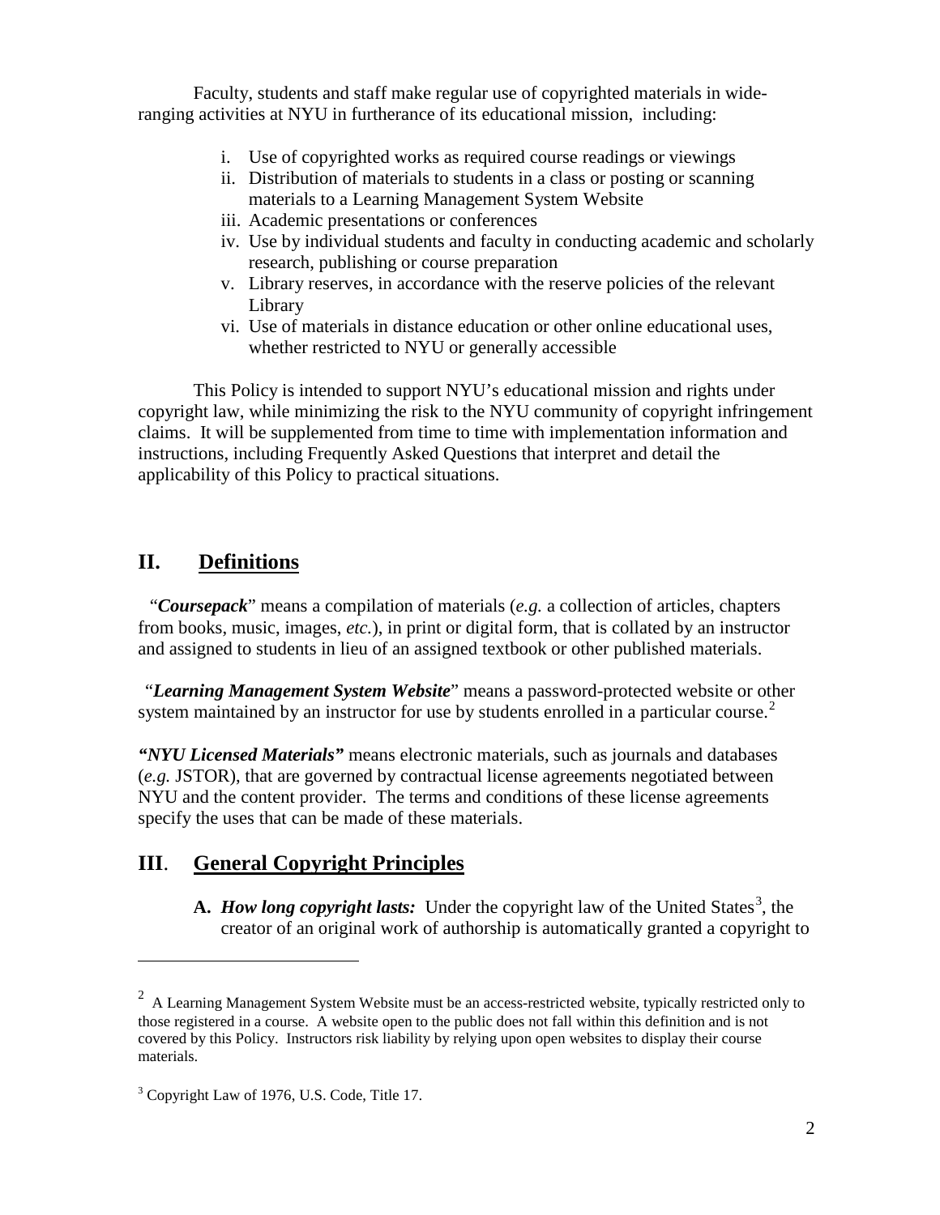Faculty, students and staff make regular use of copyrighted materials in wide-ranging activities at NYU in furtherance of its educational mission, including:

i. Use of copyrighted works as required course readings or viewings
ii. Distribution of materials to students in a class or posting or scanning materials to a Learning Management System Website
iii. Academic presentations or conferences
iv. Use by individual students and faculty in conducting academic and scholarly research, publishing or course preparation
v. Library reserves, in accordance with the reserve policies of the relevant Library
vi. Use of materials in distance education or other online educational uses, whether restricted to NYU or generally accessible

This Policy is intended to support NYU's educational mission and rights under copyright law, while minimizing the risk to the NYU community of copyright infringement claims. It will be supplemented from time to time with implementation information and instructions, including Frequently Asked Questions that interpret and detail the applicability of this Policy to practical situations.

## II. Definitions

"***Coursepack***" means a compilation of materials (*e.g.* a collection of articles, chapters from books, music, images, *etc.*), in print or digital form, that is collated by an instructor and assigned to students in lieu of an assigned textbook or other published materials.

"***Learning Management System Website***" means a password-protected website or other system maintained by an instructor for use by students enrolled in a particular course.[2]

***"NYU Licensed Materials"*** means electronic materials, such as journals and databases (*e.g.* JSTOR), that are governed by contractual license agreements negotiated between NYU and the content provider. The terms and conditions of these license agreements specify the uses that can be made of these materials.

## III. General Copyright Principles

**A.** ***How long copyright lasts:*** Under the copyright law of the United States[3], the creator of an original work of authorship is automatically granted a copyright to

---

[2] A Learning Management System Website must be an access-restricted website, typically restricted only to those registered in a course. A website open to the public does not fall within this definition and is not covered by this Policy. Instructors risk liability by relying upon open websites to display their course materials.

[3] Copyright Law of 1976, U.S. Code, Title 17.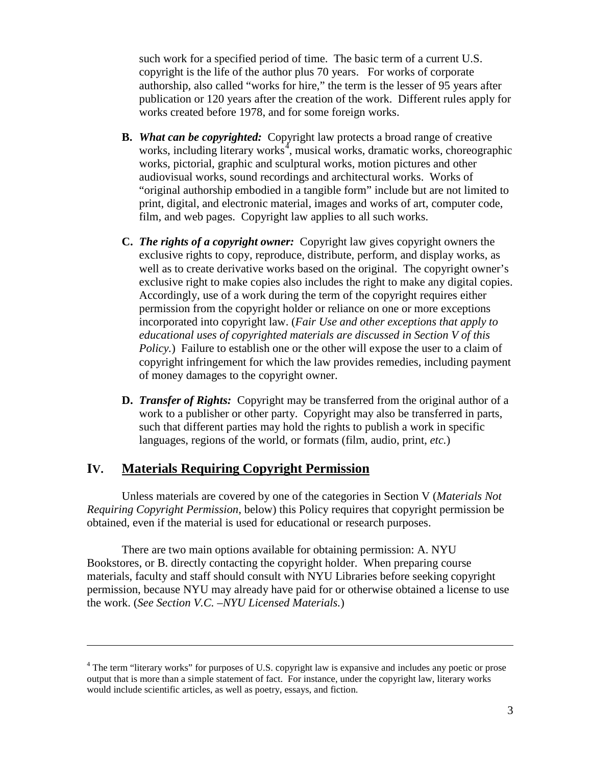such work for a specified period of time. The basic term of a current U.S. copyright is the life of the author plus 70 years. For works of corporate authorship, also called "works for hire," the term is the lesser of 95 years after publication or 120 years after the creation of the work. Different rules apply for works created before 1978, and for some foreign works.

**B.** ***What can be copyrighted:*** Copyright law protects a broad range of creative works, including literary works[4], musical works, dramatic works, choreographic works, pictorial, graphic and sculptural works, motion pictures and other audiovisual works, sound recordings and architectural works. Works of "original authorship embodied in a tangible form" include but are not limited to print, digital, and electronic material, images and works of art, computer code, film, and web pages. Copyright law applies to all such works.

**C.** ***The rights of a copyright owner:*** Copyright law gives copyright owners the exclusive rights to copy, reproduce, distribute, perform, and display works, as well as to create derivative works based on the original. The copyright owner's exclusive right to make copies also includes the right to make any digital copies. Accordingly, use of a work during the term of the copyright requires either permission from the copyright holder or reliance on one or more exceptions incorporated into copyright law. (*Fair Use and other exceptions that apply to educational uses of copyrighted materials are discussed in Section V of this Policy.*) Failure to establish one or the other will expose the user to a claim of copyright infringement for which the law provides remedies, including payment of money damages to the copyright owner.

**D.** ***Transfer of Rights:*** Copyright may be transferred from the original author of a work to a publisher or other party. Copyright may also be transferred in parts, such that different parties may hold the rights to publish a work in specific languages, regions of the world, or formats (film, audio, print, *etc.*)

## IV. Materials Requiring Copyright Permission

Unless materials are covered by one of the categories in Section V (*Materials Not Requiring Copyright Permission*, below) this Policy requires that copyright permission be obtained, even if the material is used for educational or research purposes.

There are two main options available for obtaining permission: A. NYU Bookstores, or B. directly contacting the copyright holder. When preparing course materials, faculty and staff should consult with NYU Libraries before seeking copyright permission, because NYU may already have paid for or otherwise obtained a license to use the work. (*See Section V.C. –NYU Licensed Materials.*)

---

[4] The term "literary works" for purposes of U.S. copyright law is expansive and includes any poetic or prose output that is more than a simple statement of fact. For instance, under the copyright law, literary works would include scientific articles, as well as poetry, essays, and fiction.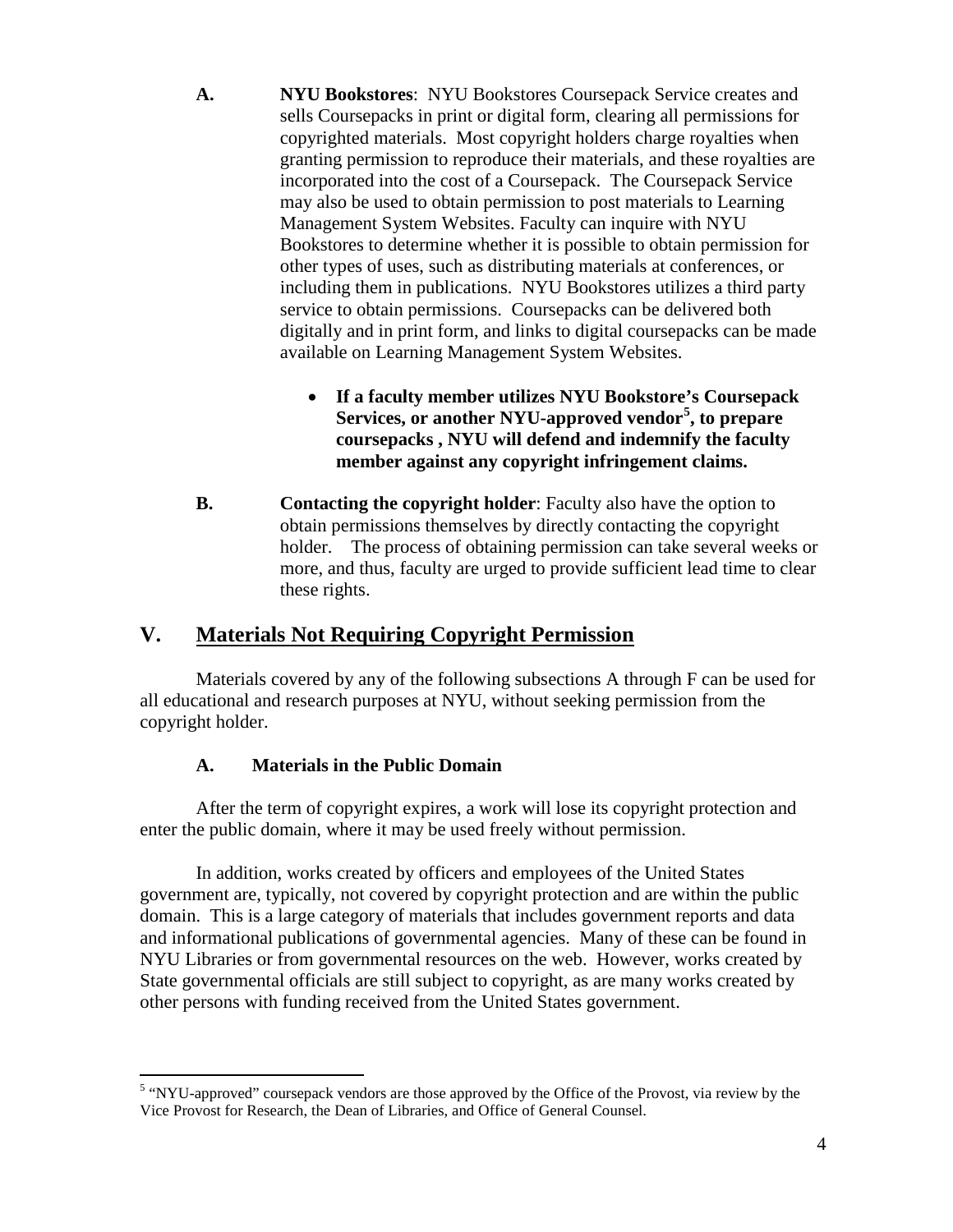**A. NYU Bookstores**: NYU Bookstores Coursepack Service creates and sells Coursepacks in print or digital form, clearing all permissions for copyrighted materials. Most copyright holders charge royalties when granting permission to reproduce their materials, and these royalties are incorporated into the cost of a Coursepack. The Coursepack Service may also be used to obtain permission to post materials to Learning Management System Websites. Faculty can inquire with NYU Bookstores to determine whether it is possible to obtain permission for other types of uses, such as distributing materials at conferences, or including them in publications. NYU Bookstores utilizes a third party service to obtain permissions. Coursepacks can be delivered both digitally and in print form, and links to digital coursepacks can be made available on Learning Management System Websites.

- **If a faculty member utilizes NYU Bookstore's Coursepack Services, or another NYU-approved vendor[5], to prepare coursepacks , NYU will defend and indemnify the faculty member against any copyright infringement claims.**

**B. Contacting the copyright holder**: Faculty also have the option to obtain permissions themselves by directly contacting the copyright holder. The process of obtaining permission can take several weeks or more, and thus, faculty are urged to provide sufficient lead time to clear these rights.

## V. Materials Not Requiring Copyright Permission

Materials covered by any of the following subsections A through F can be used for all educational and research purposes at NYU, without seeking permission from the copyright holder.

### A. Materials in the Public Domain

After the term of copyright expires, a work will lose its copyright protection and enter the public domain, where it may be used freely without permission.

In addition, works created by officers and employees of the United States government are, typically, not covered by copyright protection and are within the public domain. This is a large category of materials that includes government reports and data and informational publications of governmental agencies. Many of these can be found in NYU Libraries or from governmental resources on the web. However, works created by State governmental officials are still subject to copyright, as are many works created by other persons with funding received from the United States government.

[5] "NYU-approved" coursepack vendors are those approved by the Office of the Provost, via review by the Vice Provost for Research, the Dean of Libraries, and Office of General Counsel.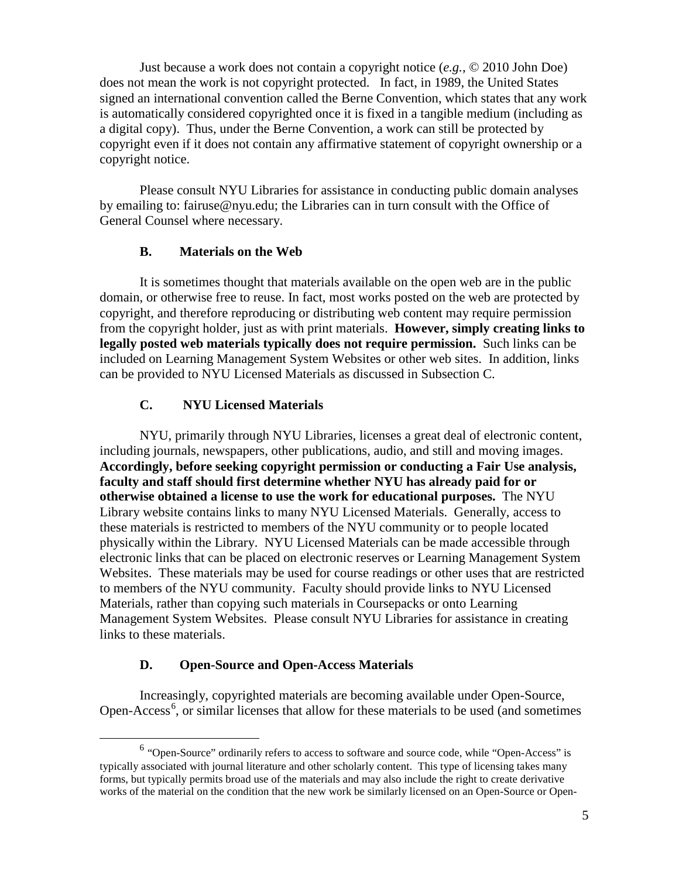Just because a work does not contain a copyright notice (*e.g.*, © 2010 John Doe) does not mean the work is not copyright protected. In fact, in 1989, the United States signed an international convention called the Berne Convention, which states that any work is automatically considered copyrighted once it is fixed in a tangible medium (including as a digital copy). Thus, under the Berne Convention, a work can still be protected by copyright even if it does not contain any affirmative statement of copyright ownership or a copyright notice.

Please consult NYU Libraries for assistance in conducting public domain analyses by emailing to: fairuse@nyu.edu; the Libraries can in turn consult with the Office of General Counsel where necessary.

### B. Materials on the Web

It is sometimes thought that materials available on the open web are in the public domain, or otherwise free to reuse. In fact, most works posted on the web are protected by copyright, and therefore reproducing or distributing web content may require permission from the copyright holder, just as with print materials. **However, simply creating links to legally posted web materials typically does not require permission.** Such links can be included on Learning Management System Websites or other web sites. In addition, links can be provided to NYU Licensed Materials as discussed in Subsection C.

### C. NYU Licensed Materials

NYU, primarily through NYU Libraries, licenses a great deal of electronic content, including journals, newspapers, other publications, audio, and still and moving images. **Accordingly, before seeking copyright permission or conducting a Fair Use analysis, faculty and staff should first determine whether NYU has already paid for or otherwise obtained a license to use the work for educational purposes.** The NYU Library website contains links to many NYU Licensed Materials. Generally, access to these materials is restricted to members of the NYU community or to people located physically within the Library. NYU Licensed Materials can be made accessible through electronic links that can be placed on electronic reserves or Learning Management System Websites. These materials may be used for course readings or other uses that are restricted to members of the NYU community. Faculty should provide links to NYU Licensed Materials, rather than copying such materials in Coursepacks or onto Learning Management System Websites. Please consult NYU Libraries for assistance in creating links to these materials.

### D. Open-Source and Open-Access Materials

Increasingly, copyrighted materials are becoming available under Open-Source, Open-Access[6], or similar licenses that allow for these materials to be used (and sometimes

[6] "Open-Source" ordinarily refers to access to software and source code, while "Open-Access" is typically associated with journal literature and other scholarly content. This type of licensing takes many forms, but typically permits broad use of the materials and may also include the right to create derivative works of the material on the condition that the new work be similarly licensed on an Open-Source or Open-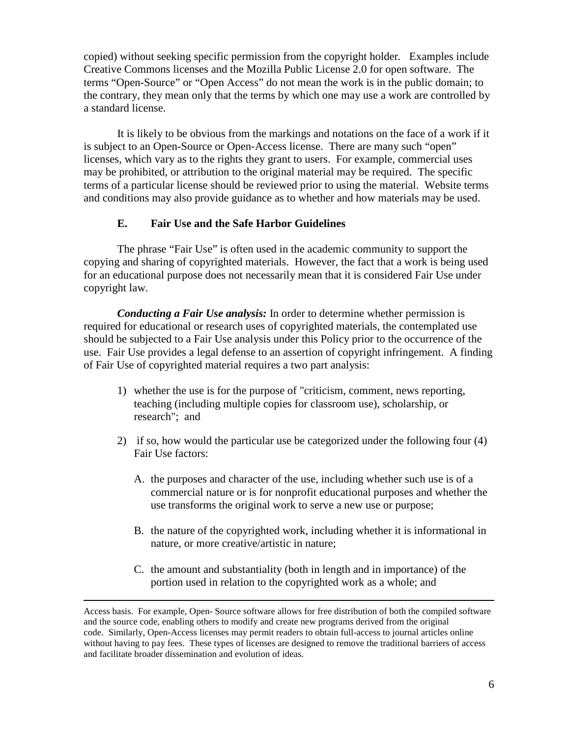copied) without seeking specific permission from the copyright holder. Examples include Creative Commons licenses and the Mozilla Public License 2.0 for open software. The terms "Open-Source" or "Open Access" do not mean the work is in the public domain; to the contrary, they mean only that the terms by which one may use a work are controlled by a standard license.

It is likely to be obvious from the markings and notations on the face of a work if it is subject to an Open-Source or Open-Access license. There are many such "open" licenses, which vary as to the rights they grant to users. For example, commercial uses may be prohibited, or attribution to the original material may be required. The specific terms of a particular license should be reviewed prior to using the material. Website terms and conditions may also provide guidance as to whether and how materials may be used.

### E. Fair Use and the Safe Harbor Guidelines

The phrase "Fair Use" is often used in the academic community to support the copying and sharing of copyrighted materials. However, the fact that a work is being used for an educational purpose does not necessarily mean that it is considered Fair Use under copyright law.

***Conducting a Fair Use analysis:*** In order to determine whether permission is required for educational or research uses of copyrighted materials, the contemplated use should be subjected to a Fair Use analysis under this Policy prior to the occurrence of the use. Fair Use provides a legal defense to an assertion of copyright infringement. A finding of Fair Use of copyrighted material requires a two part analysis:

1) whether the use is for the purpose of "criticism, comment, news reporting, teaching (including multiple copies for classroom use), scholarship, or research"; and

2) if so, how would the particular use be categorized under the following four (4) Fair Use factors:

   A. the purposes and character of the use, including whether such use is of a commercial nature or is for nonprofit educational purposes and whether the use transforms the original work to serve a new use or purpose;

   B. the nature of the copyrighted work, including whether it is informational in nature, or more creative/artistic in nature;

   C. the amount and substantiality (both in length and in importance) of the portion used in relation to the copyrighted work as a whole; and

---

Access basis. For example, Open- Source software allows for free distribution of both the compiled software and the source code, enabling others to modify and create new programs derived from the original code. Similarly, Open-Access licenses may permit readers to obtain full-access to journal articles online without having to pay fees. These types of licenses are designed to remove the traditional barriers of access and facilitate broader dissemination and evolution of ideas.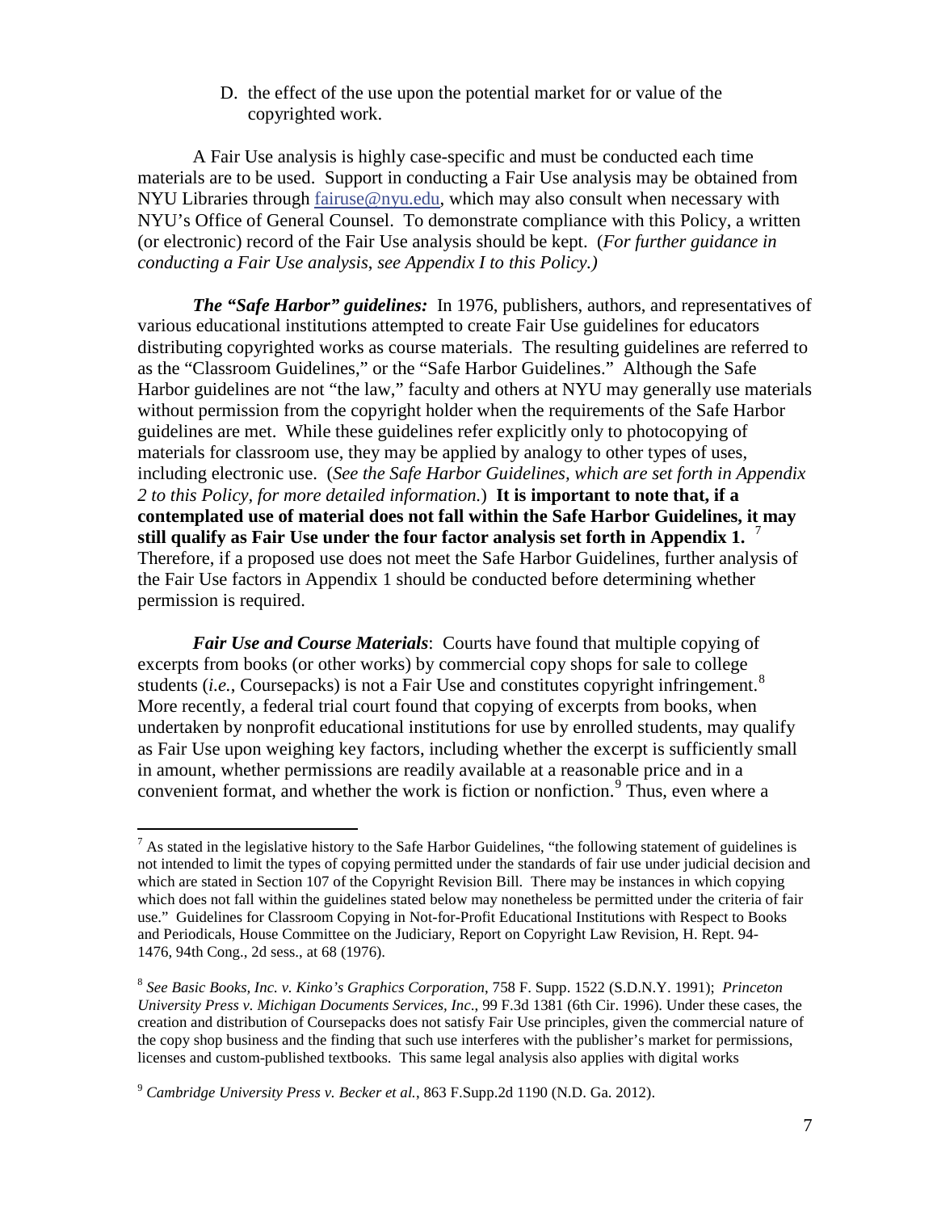D. the effect of the use upon the potential market for or value of the copyrighted work.

A Fair Use analysis is highly case-specific and must be conducted each time materials are to be used. Support in conducting a Fair Use analysis may be obtained from NYU Libraries through fairuse@nyu.edu, which may also consult when necessary with NYU's Office of General Counsel. To demonstrate compliance with this Policy, a written (or electronic) record of the Fair Use analysis should be kept. (*For further guidance in conducting a Fair Use analysis, see Appendix I to this Policy.)*

***The "Safe Harbor" guidelines:*** In 1976, publishers, authors, and representatives of various educational institutions attempted to create Fair Use guidelines for educators distributing copyrighted works as course materials. The resulting guidelines are referred to as the "Classroom Guidelines," or the "Safe Harbor Guidelines." Although the Safe Harbor guidelines are not "the law," faculty and others at NYU may generally use materials without permission from the copyright holder when the requirements of the Safe Harbor guidelines are met. While these guidelines refer explicitly only to photocopying of materials for classroom use, they may be applied by analogy to other types of uses, including electronic use. (*See the Safe Harbor Guidelines, which are set forth in Appendix 2 to this Policy, for more detailed information.*) **It is important to note that, if a contemplated use of material does not fall within the Safe Harbor Guidelines, it may still qualify as Fair Use under the four factor analysis set forth in Appendix 1.** [7] Therefore, if a proposed use does not meet the Safe Harbor Guidelines, further analysis of the Fair Use factors in Appendix 1 should be conducted before determining whether permission is required.

***Fair Use and Course Materials***: Courts have found that multiple copying of excerpts from books (or other works) by commercial copy shops for sale to college students (*i.e.*, Coursepacks) is not a Fair Use and constitutes copyright infringement.[8] More recently, a federal trial court found that copying of excerpts from books, when undertaken by nonprofit educational institutions for use by enrolled students, may qualify as Fair Use upon weighing key factors, including whether the excerpt is sufficiently small in amount, whether permissions are readily available at a reasonable price and in a convenient format, and whether the work is fiction or nonfiction.[9] Thus, even where a

---

[7] As stated in the legislative history to the Safe Harbor Guidelines, "the following statement of guidelines is not intended to limit the types of copying permitted under the standards of fair use under judicial decision and which are stated in Section 107 of the Copyright Revision Bill. There may be instances in which copying which does not fall within the guidelines stated below may nonetheless be permitted under the criteria of fair use." Guidelines for Classroom Copying in Not-for-Profit Educational Institutions with Respect to Books and Periodicals, House Committee on the Judiciary, Report on Copyright Law Revision, H. Rept. 94-1476, 94th Cong., 2d sess., at 68 (1976).

[8] *See Basic Books, Inc. v. Kinko's Graphics Corporation*, 758 F. Supp. 1522 (S.D.N.Y. 1991); *Princeton University Press v. Michigan Documents Services, Inc*., 99 F.3d 1381 (6th Cir. 1996). Under these cases, the creation and distribution of Coursepacks does not satisfy Fair Use principles, given the commercial nature of the copy shop business and the finding that such use interferes with the publisher's market for permissions, licenses and custom-published textbooks. This same legal analysis also applies with digital works

[9] *Cambridge University Press v. Becker et al.*, 863 F.Supp.2d 1190 (N.D. Ga. 2012).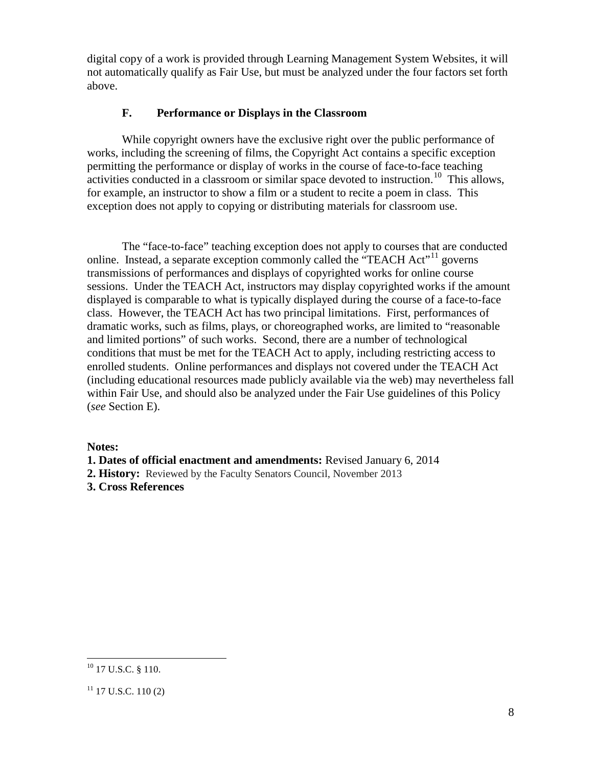digital copy of a work is provided through Learning Management System Websites, it will not automatically qualify as Fair Use, but must be analyzed under the four factors set forth above.

### F. Performance or Displays in the Classroom

While copyright owners have the exclusive right over the public performance of works, including the screening of films, the Copyright Act contains a specific exception permitting the performance or display of works in the course of face-to-face teaching activities conducted in a classroom or similar space devoted to instruction.[10] This allows, for example, an instructor to show a film or a student to recite a poem in class. This exception does not apply to copying or distributing materials for classroom use.

The "face-to-face" teaching exception does not apply to courses that are conducted online. Instead, a separate exception commonly called the "TEACH Act"[11] governs transmissions of performances and displays of copyrighted works for online course sessions. Under the TEACH Act, instructors may display copyrighted works if the amount displayed is comparable to what is typically displayed during the course of a face-to-face class. However, the TEACH Act has two principal limitations. First, performances of dramatic works, such as films, plays, or choreographed works, are limited to "reasonable and limited portions" of such works. Second, there are a number of technological conditions that must be met for the TEACH Act to apply, including restricting access to enrolled students. Online performances and displays not covered under the TEACH Act (including educational resources made publicly available via the web) may nevertheless fall within Fair Use, and should also be analyzed under the Fair Use guidelines of this Policy (*see* Section E).

**Notes:**

**1. Dates of official enactment and amendments:** Revised January 6, 2014

**2. History:** Reviewed by the Faculty Senators Council, November 2013

**3. Cross References**

---

[10] 17 U.S.C. § 110.

[11] 17 U.S.C. 110 (2)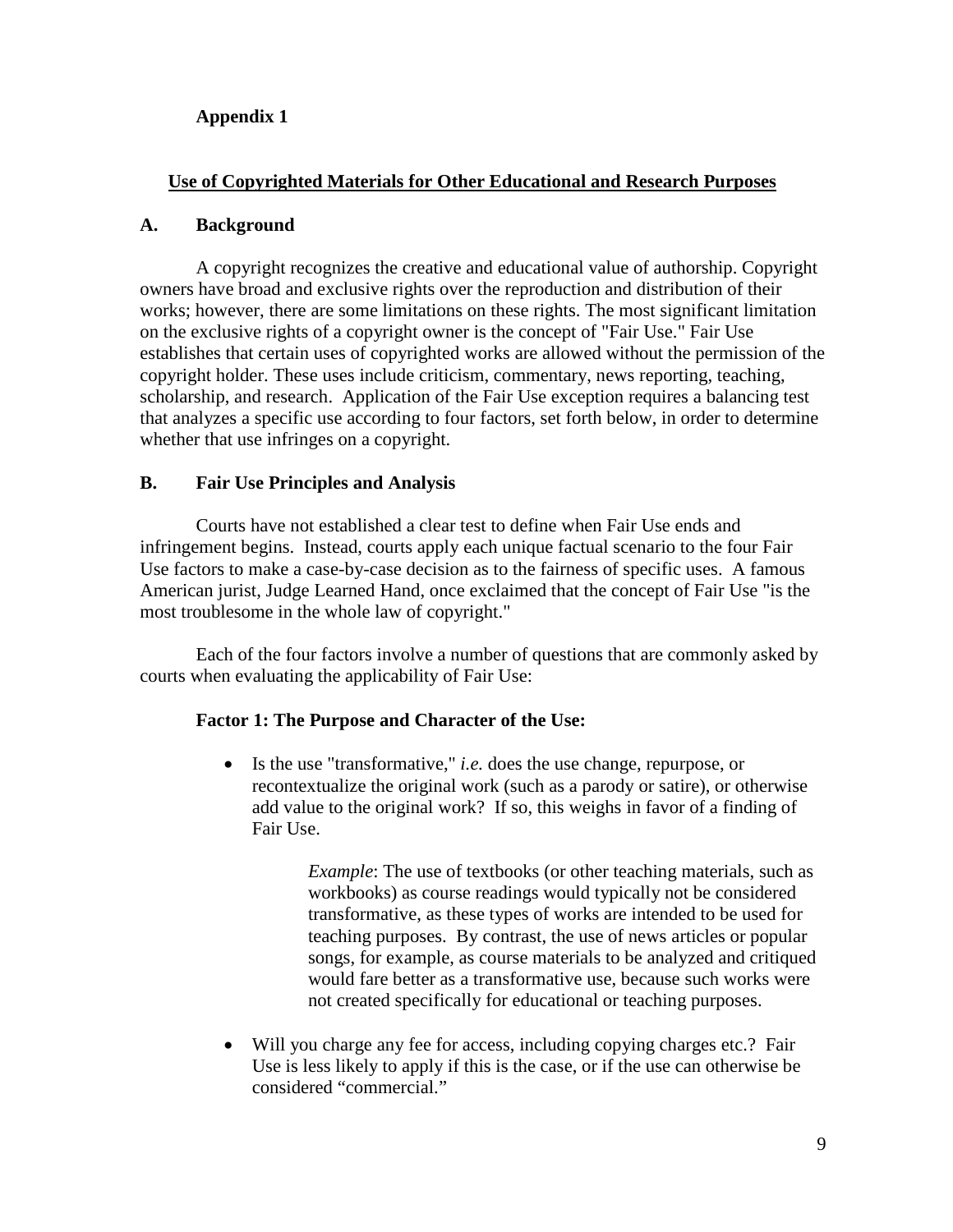**Appendix 1**

## Use of Copyrighted Materials for Other Educational and Research Purposes

### A. Background

A copyright recognizes the creative and educational value of authorship. Copyright owners have broad and exclusive rights over the reproduction and distribution of their works; however, there are some limitations on these rights. The most significant limitation on the exclusive rights of a copyright owner is the concept of "Fair Use." Fair Use establishes that certain uses of copyrighted works are allowed without the permission of the copyright holder. These uses include criticism, commentary, news reporting, teaching, scholarship, and research. Application of the Fair Use exception requires a balancing test that analyzes a specific use according to four factors, set forth below, in order to determine whether that use infringes on a copyright.

### B. Fair Use Principles and Analysis

Courts have not established a clear test to define when Fair Use ends and infringement begins. Instead, courts apply each unique factual scenario to the four Fair Use factors to make a case-by-case decision as to the fairness of specific uses. A famous American jurist, Judge Learned Hand, once exclaimed that the concept of Fair Use "is the most troublesome in the whole law of copyright."

Each of the four factors involve a number of questions that are commonly asked by courts when evaluating the applicability of Fair Use:

#### Factor 1: The Purpose and Character of the Use:

- Is the use "transformative," *i.e.* does the use change, repurpose, or recontextualize the original work (such as a parody or satire), or otherwise add value to the original work? If so, this weighs in favor of a finding of Fair Use.

  > *Example*: The use of textbooks (or other teaching materials, such as workbooks) as course readings would typically not be considered transformative, as these types of works are intended to be used for teaching purposes. By contrast, the use of news articles or popular songs, for example, as course materials to be analyzed and critiqued would fare better as a transformative use, because such works were not created specifically for educational or teaching purposes.

- Will you charge any fee for access, including copying charges etc.? Fair Use is less likely to apply if this is the case, or if the use can otherwise be considered "commercial."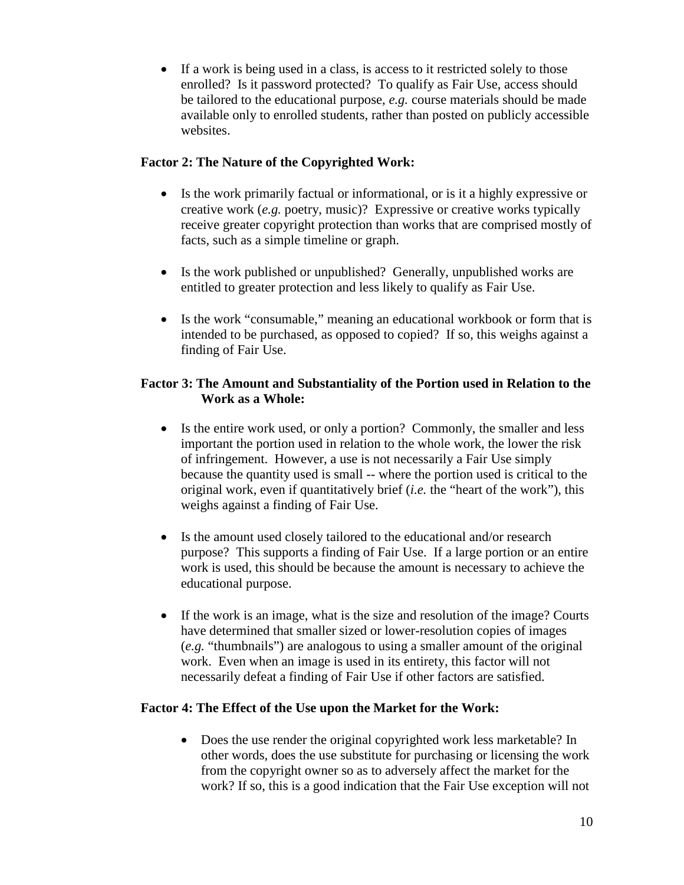- If a work is being used in a class, is access to it restricted solely to those enrolled? Is it password protected? To qualify as Fair Use, access should be tailored to the educational purpose, *e.g.* course materials should be made available only to enrolled students, rather than posted on publicly accessible websites.

**Factor 2: The Nature of the Copyrighted Work:**

- Is the work primarily factual or informational, or is it a highly expressive or creative work (*e.g.* poetry, music)? Expressive or creative works typically receive greater copyright protection than works that are comprised mostly of facts, such as a simple timeline or graph.

- Is the work published or unpublished? Generally, unpublished works are entitled to greater protection and less likely to qualify as Fair Use.

- Is the work "consumable," meaning an educational workbook or form that is intended to be purchased, as opposed to copied? If so, this weighs against a finding of Fair Use.

**Factor 3: The Amount and Substantiality of the Portion used in Relation to the Work as a Whole:**

- Is the entire work used, or only a portion? Commonly, the smaller and less important the portion used in relation to the whole work, the lower the risk of infringement. However, a use is not necessarily a Fair Use simply because the quantity used is small -- where the portion used is critical to the original work, even if quantitatively brief (*i.e.* the "heart of the work"), this weighs against a finding of Fair Use.

- Is the amount used closely tailored to the educational and/or research purpose? This supports a finding of Fair Use. If a large portion or an entire work is used, this should be because the amount is necessary to achieve the educational purpose.

- If the work is an image, what is the size and resolution of the image? Courts have determined that smaller sized or lower-resolution copies of images (*e.g.* "thumbnails") are analogous to using a smaller amount of the original work. Even when an image is used in its entirety, this factor will not necessarily defeat a finding of Fair Use if other factors are satisfied.

**Factor 4: The Effect of the Use upon the Market for the Work:**

- Does the use render the original copyrighted work less marketable? In other words, does the use substitute for purchasing or licensing the work from the copyright owner so as to adversely affect the market for the work? If so, this is a good indication that the Fair Use exception will not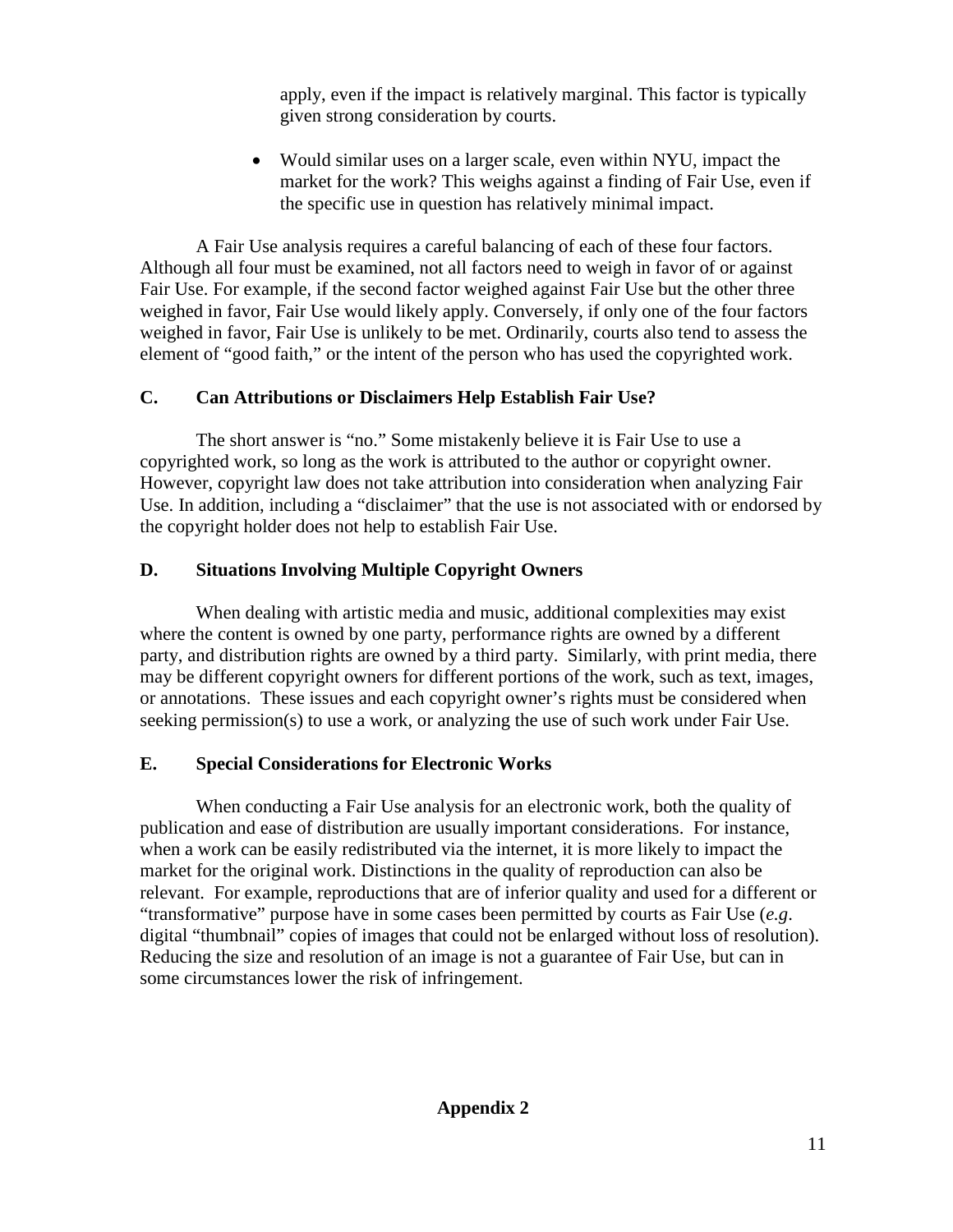apply, even if the impact is relatively marginal. This factor is typically given strong consideration by courts.

- Would similar uses on a larger scale, even within NYU, impact the market for the work? This weighs against a finding of Fair Use, even if the specific use in question has relatively minimal impact.

A Fair Use analysis requires a careful balancing of each of these four factors. Although all four must be examined, not all factors need to weigh in favor of or against Fair Use. For example, if the second factor weighed against Fair Use but the other three weighed in favor, Fair Use would likely apply. Conversely, if only one of the four factors weighed in favor, Fair Use is unlikely to be met. Ordinarily, courts also tend to assess the element of "good faith," or the intent of the person who has used the copyrighted work.

### C. Can Attributions or Disclaimers Help Establish Fair Use?

The short answer is "no." Some mistakenly believe it is Fair Use to use a copyrighted work, so long as the work is attributed to the author or copyright owner. However, copyright law does not take attribution into consideration when analyzing Fair Use. In addition, including a "disclaimer" that the use is not associated with or endorsed by the copyright holder does not help to establish Fair Use.

### D. Situations Involving Multiple Copyright Owners

When dealing with artistic media and music, additional complexities may exist where the content is owned by one party, performance rights are owned by a different party, and distribution rights are owned by a third party. Similarly, with print media, there may be different copyright owners for different portions of the work, such as text, images, or annotations. These issues and each copyright owner's rights must be considered when seeking permission(s) to use a work, or analyzing the use of such work under Fair Use.

### E. Special Considerations for Electronic Works

When conducting a Fair Use analysis for an electronic work, both the quality of publication and ease of distribution are usually important considerations. For instance, when a work can be easily redistributed via the internet, it is more likely to impact the market for the original work. Distinctions in the quality of reproduction can also be relevant. For example, reproductions that are of inferior quality and used for a different or "transformative" purpose have in some cases been permitted by courts as Fair Use (*e.g*. digital "thumbnail" copies of images that could not be enlarged without loss of resolution). Reducing the size and resolution of an image is not a guarantee of Fair Use, but can in some circumstances lower the risk of infringement.

## Appendix 2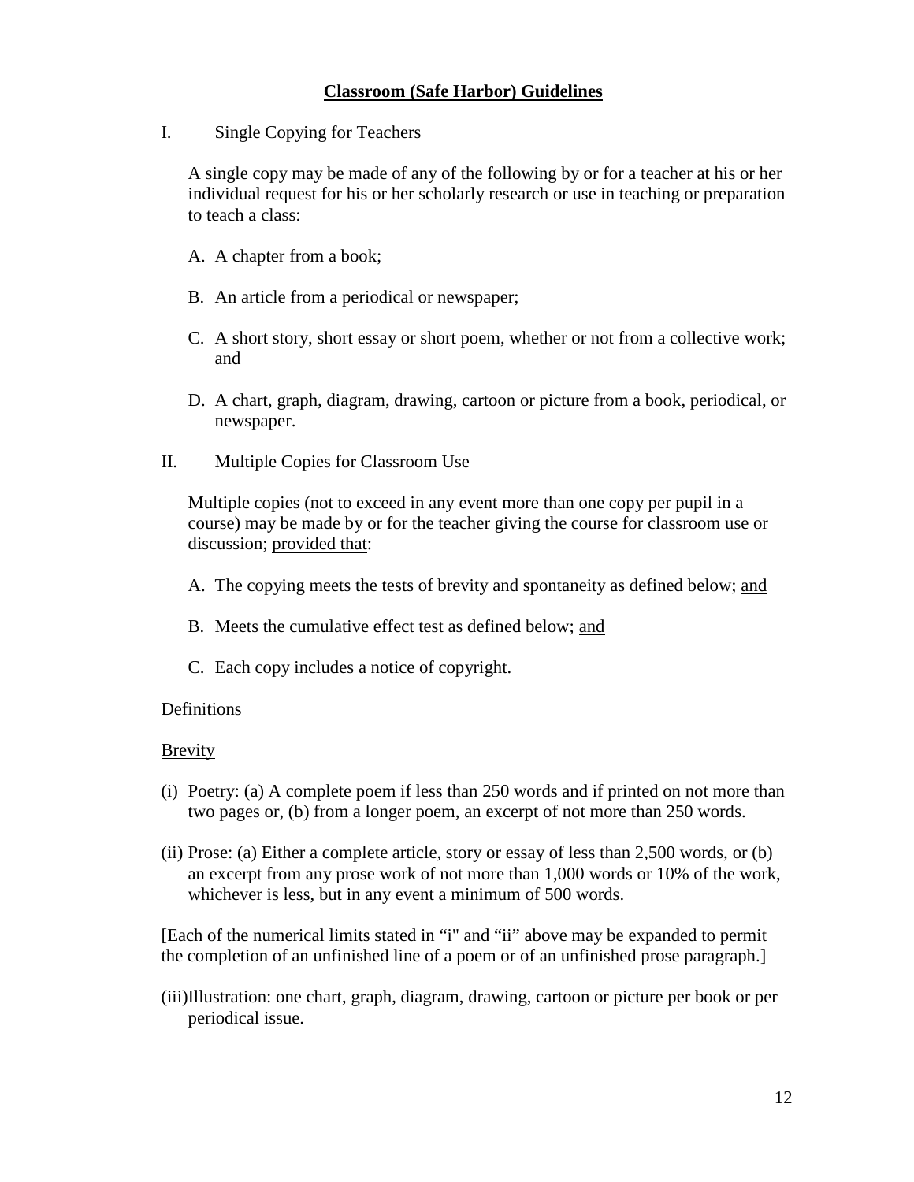## **Classroom (Safe Harbor) Guidelines**

I. Single Copying for Teachers

A single copy may be made of any of the following by or for a teacher at his or her individual request for his or her scholarly research or use in teaching or preparation to teach a class:

A. A chapter from a book;

B. An article from a periodical or newspaper;

C. A short story, short essay or short poem, whether or not from a collective work; and

D. A chart, graph, diagram, drawing, cartoon or picture from a book, periodical, or newspaper.

II. Multiple Copies for Classroom Use

Multiple copies (not to exceed in any event more than one copy per pupil in a course) may be made by or for the teacher giving the course for classroom use or discussion; <u>provided that</u>:

A. The copying meets the tests of brevity and spontaneity as defined below; <u>and</u>

B. Meets the cumulative effect test as defined below; <u>and</u>

C. Each copy includes a notice of copyright.

Definitions

<u>Brevity</u>

(i) Poetry: (a) A complete poem if less than 250 words and if printed on not more than two pages or, (b) from a longer poem, an excerpt of not more than 250 words.

(ii) Prose: (a) Either a complete article, story or essay of less than 2,500 words, or (b) an excerpt from any prose work of not more than 1,000 words or 10% of the work, whichever is less, but in any event a minimum of 500 words.

[Each of the numerical limits stated in "i" and "ii" above may be expanded to permit the completion of an unfinished line of a poem or of an unfinished prose paragraph.]

(iii) Illustration: one chart, graph, diagram, drawing, cartoon or picture per book or per periodical issue.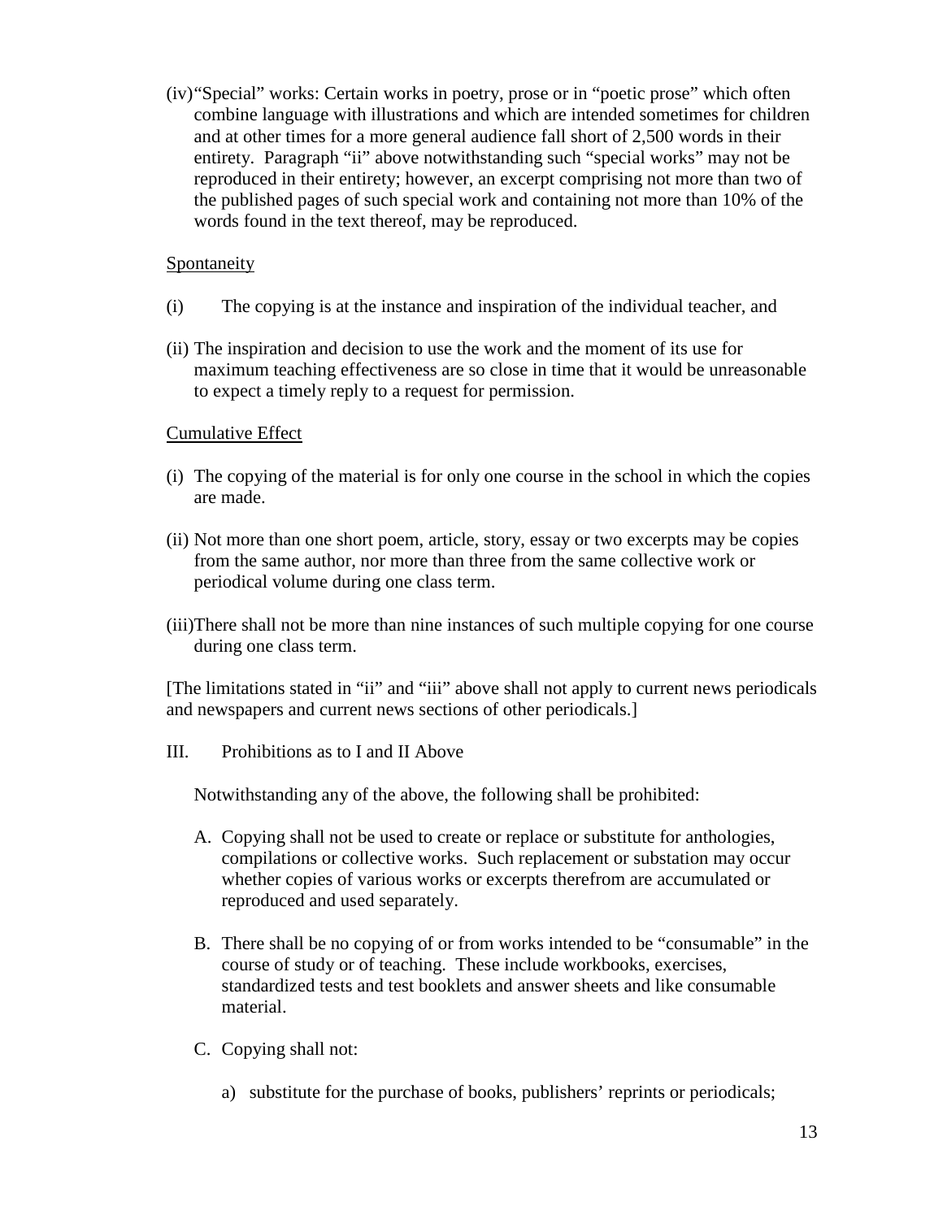(iv) "Special" works: Certain works in poetry, prose or in "poetic prose" which often combine language with illustrations and which are intended sometimes for children and at other times for a more general audience fall short of 2,500 words in their entirety. Paragraph "ii" above notwithstanding such "special works" may not be reproduced in their entirety; however, an excerpt comprising not more than two of the published pages of such special work and containing not more than 10% of the words found in the text thereof, may be reproduced.

<u>Spontaneity</u>

(i) The copying is at the instance and inspiration of the individual teacher, and

(ii) The inspiration and decision to use the work and the moment of its use for maximum teaching effectiveness are so close in time that it would be unreasonable to expect a timely reply to a request for permission.

<u>Cumulative Effect</u>

(i) The copying of the material is for only one course in the school in which the copies are made.

(ii) Not more than one short poem, article, story, essay or two excerpts may be copies from the same author, nor more than three from the same collective work or periodical volume during one class term.

(iii) There shall not be more than nine instances of such multiple copying for one course during one class term.

[The limitations stated in "ii" and "iii" above shall not apply to current news periodicals and newspapers and current news sections of other periodicals.]

III. Prohibitions as to I and II Above

Notwithstanding any of the above, the following shall be prohibited:

A. Copying shall not be used to create or replace or substitute for anthologies, compilations or collective works. Such replacement or substation may occur whether copies of various works or excerpts therefrom are accumulated or reproduced and used separately.

B. There shall be no copying of or from works intended to be "consumable" in the course of study or of teaching. These include workbooks, exercises, standardized tests and test booklets and answer sheets and like consumable material.

C. Copying shall not:

a) substitute for the purchase of books, publishers' reprints or periodicals;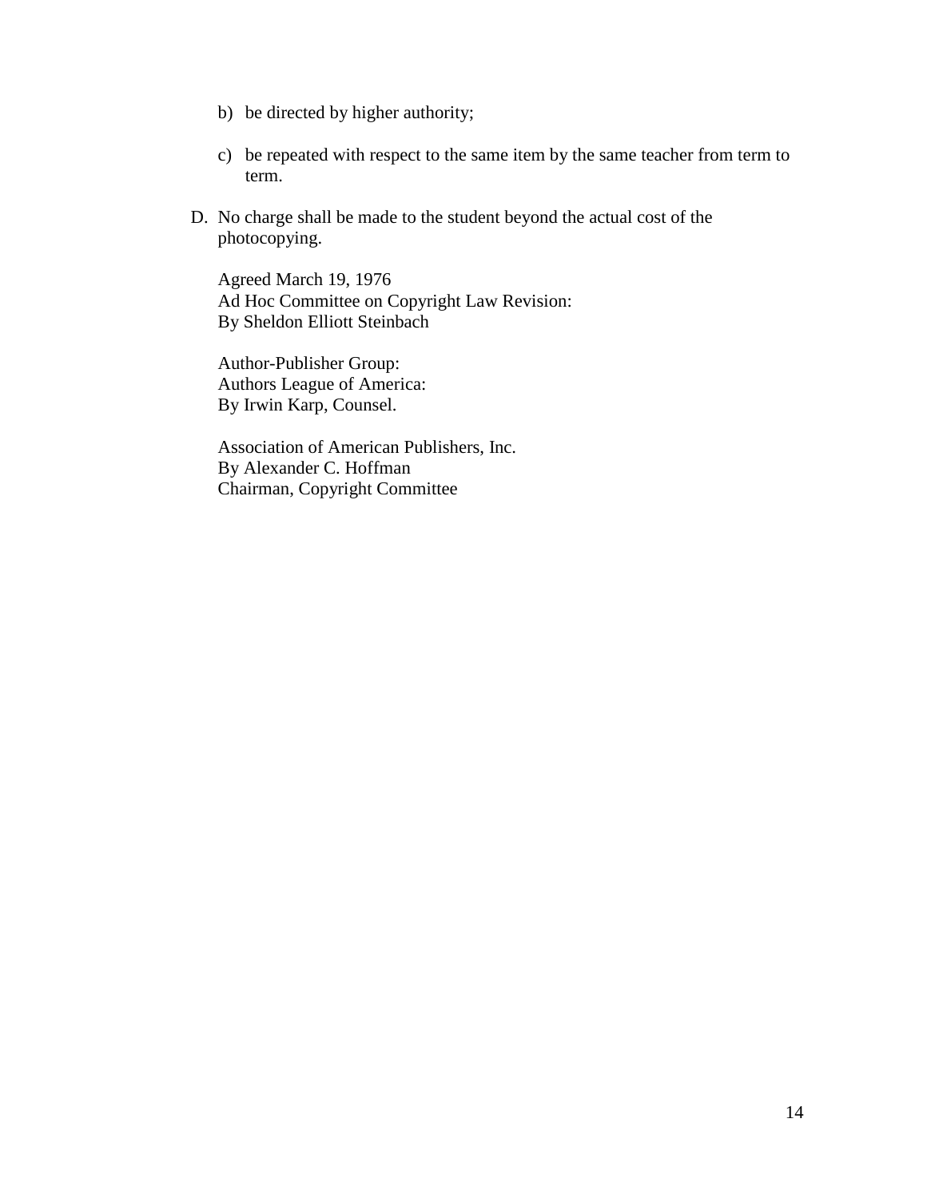b) be directed by higher authority;

c) be repeated with respect to the same item by the same teacher from term to term.

D. No charge shall be made to the student beyond the actual cost of the photocopying.

Agreed March 19, 1976
Ad Hoc Committee on Copyright Law Revision:
By Sheldon Elliott Steinbach

Author-Publisher Group:
Authors League of America:
By Irwin Karp, Counsel.

Association of American Publishers, Inc.
By Alexander C. Hoffman
Chairman, Copyright Committee